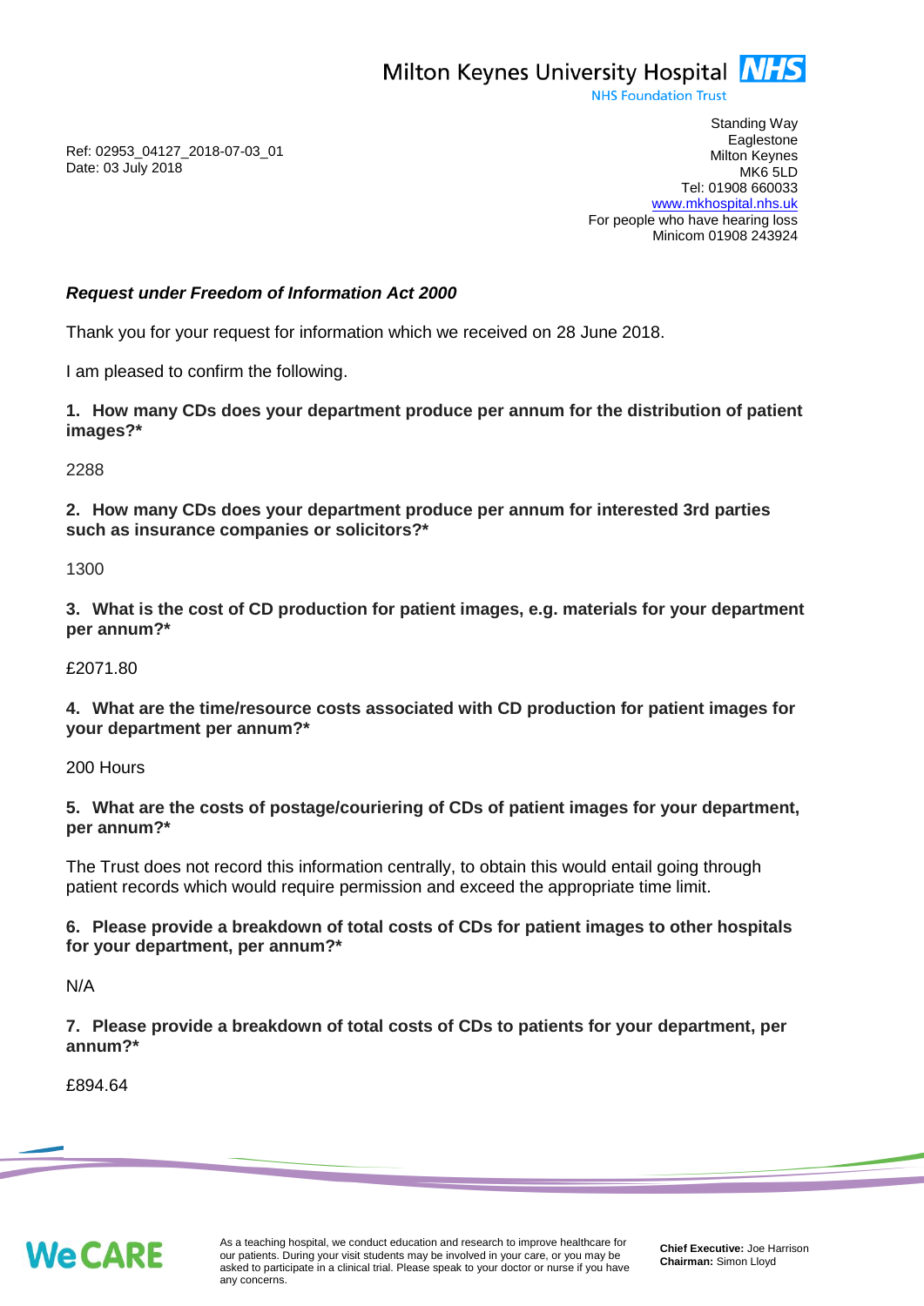Milton Keynes University Hospital NHS
NHS Foundation Trust

Standing Way
Eaglestone
Milton Keynes
MK6 5LD
Tel: 01908 660033
www.mkhospital.nhs.uk
For people who have hearing loss
Minicom 01908 243924

Ref: 02953_04127_2018-07-03_01
Date: 03 July 2018

***Request under Freedom of Information Act 2000***

Thank you for your request for information which we received on 28 June 2018.

I am pleased to confirm the following.

**1. How many CDs does your department produce per annum for the distribution of patient images?***

2288

**2. How many CDs does your department produce per annum for interested 3rd parties such as insurance companies or solicitors?***

1300

**3. What is the cost of CD production for patient images, e.g. materials for your department per annum?***

£2071.80

**4. What are the time/resource costs associated with CD production for patient images for your department per annum?***

200 Hours

**5. What are the costs of postage/couriering of CDs of patient images for your department, per annum?***

The Trust does not record this information centrally, to obtain this would entail going through patient records which would require permission and exceed the appropriate time limit.

**6. Please provide a breakdown of total costs of CDs for patient images to other hospitals for your department, per annum?***

N/A

**7. Please provide a breakdown of total costs of CDs to patients for your department, per annum?***

£894.64

WeCARE

As a teaching hospital, we conduct education and research to improve healthcare for our patients. During your visit students may be involved in your care, or you may be asked to participate in a clinical trial. Please speak to your doctor or nurse if you have any concerns.

**Chief Executive:** Joe Harrison
**Chairman:** Simon Lloyd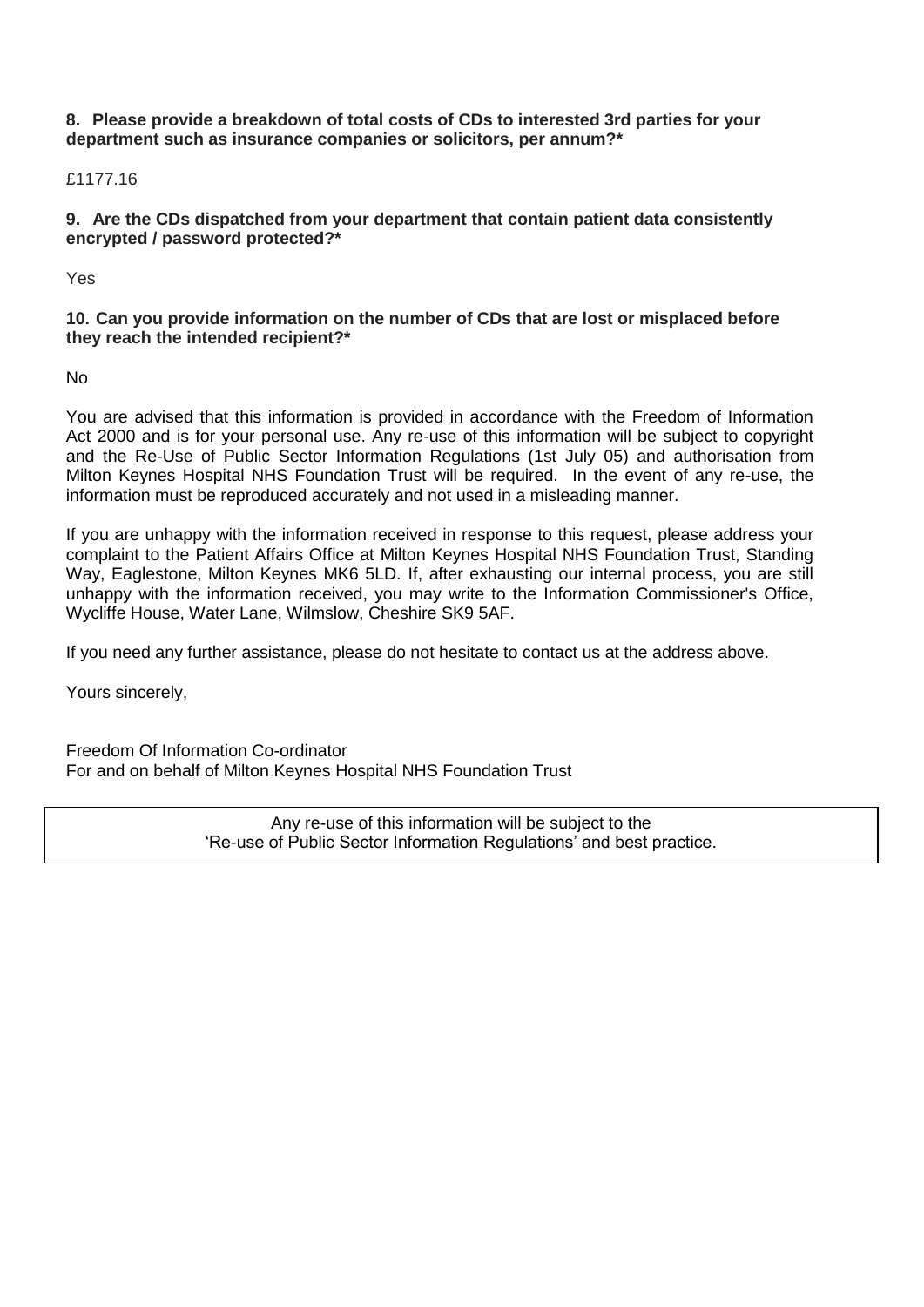**8. Please provide a breakdown of total costs of CDs to interested 3rd parties for your department such as insurance companies or solicitors, per annum?***

£1177.16

**9. Are the CDs dispatched from your department that contain patient data consistently encrypted / password protected?***

Yes

**10. Can you provide information on the number of CDs that are lost or misplaced before they reach the intended recipient?***

No

You are advised that this information is provided in accordance with the Freedom of Information Act 2000 and is for your personal use. Any re-use of this information will be subject to copyright and the Re-Use of Public Sector Information Regulations (1st July 05) and authorisation from Milton Keynes Hospital NHS Foundation Trust will be required. In the event of any re-use, the information must be reproduced accurately and not used in a misleading manner.

If you are unhappy with the information received in response to this request, please address your complaint to the Patient Affairs Office at Milton Keynes Hospital NHS Foundation Trust, Standing Way, Eaglestone, Milton Keynes MK6 5LD. If, after exhausting our internal process, you are still unhappy with the information received, you may write to the Information Commissioner's Office, Wycliffe House, Water Lane, Wilmslow, Cheshire SK9 5AF.

If you need any further assistance, please do not hesitate to contact us at the address above.

Yours sincerely,

Freedom Of Information Co-ordinator
For and on behalf of Milton Keynes Hospital NHS Foundation Trust

Any re-use of this information will be subject to the
'Re-use of Public Sector Information Regulations' and best practice.